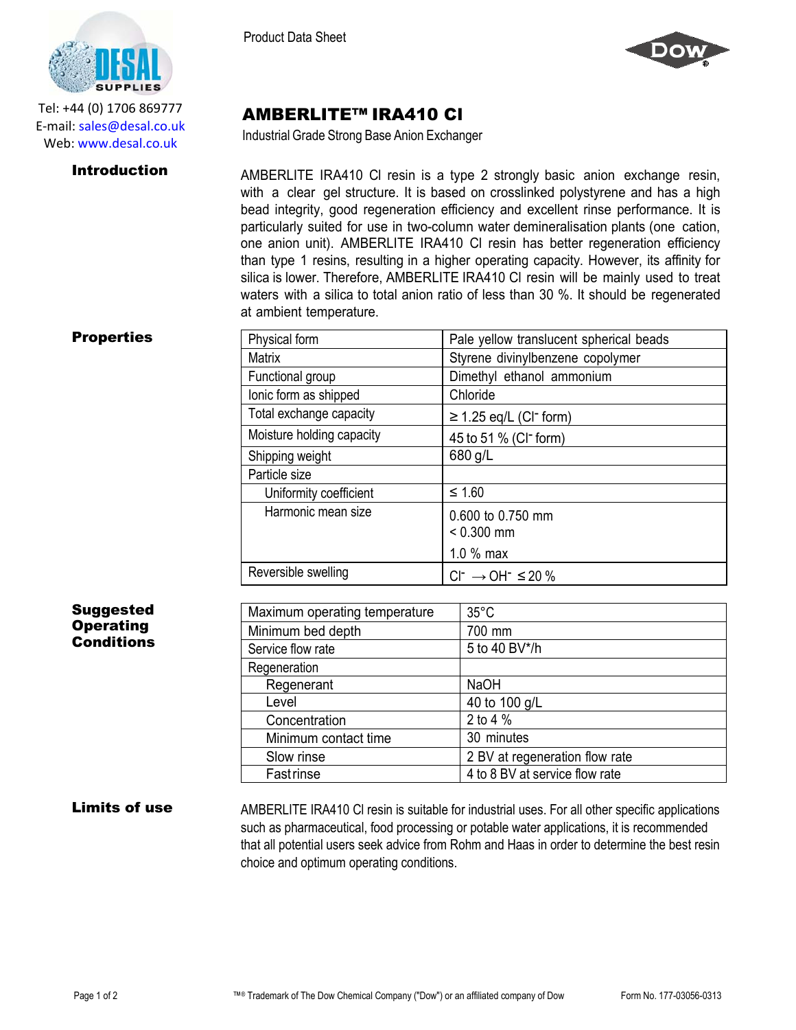Tel: +44 (0) 1706 869777
E-mail: sales@desal.co.uk
Web: www.desal.co.uk

Product Data Sheet

# AMBERLITE™ IRA410 Cl

Industrial Grade Strong Base Anion Exchanger

## Introduction

AMBERLITE IRA410 Cl resin is a type 2 strongly basic anion exchange resin, with a clear gel structure. It is based on crosslinked polystyrene and has a high bead integrity, good regeneration efficiency and excellent rinse performance. It is particularly suited for use in two-column water demineralisation plants (one cation, one anion unit). AMBERLITE IRA410 Cl resin has better regeneration efficiency than type 1 resins, resulting in a higher operating capacity. However, its affinity for silica is lower. Therefore, AMBERLITE IRA410 Cl resin will be mainly used to treat waters with a silica to total anion ratio of less than 30 %. It should be regenerated at ambient temperature.

## Properties

| | |
|---|---|
| Physical form | Pale yellow translucent spherical beads |
| Matrix | Styrene divinylbenzene copolymer |
| Functional group | Dimethyl ethanol ammonium |
| Ionic form as shipped | Chloride |
| Total exchange capacity | ≥ 1.25 eq/L ($Cl^-$ form) |
| Moisture holding capacity | 45 to 51 % ($Cl^-$ form) |
| Shipping weight | 680 g/L |
| Particle size | |
| Uniformity coefficient | ≤ 1.60 |
| Harmonic mean size | 0.600 to 0.750 mm<br>< 0.300 mm<br>1.0 % max |
| Reversible swelling | $Cl^- \rightarrow OH^-$ ≤ 20 % |

## Suggested Operating Conditions

| | |
|---|---|
| Maximum operating temperature | 35°C |
| Minimum bed depth | 700 mm |
| Service flow rate | 5 to 40 BV*/h |
| Regeneration | |
| Regenerant | NaOH |
| Level | 40 to 100 g/L |
| Concentration | 2 to 4 % |
| Minimum contact time | 30 minutes |
| Slow rinse | 2 BV at regeneration flow rate |
| Fast rinse | 4 to 8 BV at service flow rate |

## Limits of use

AMBERLITE IRA410 Cl resin is suitable for industrial uses. For all other specific applications such as pharmaceutical, food processing or potable water applications, it is recommended that all potential users seek advice from Rohm and Haas in order to determine the best resin choice and optimum operating conditions.

™® Trademark of The Dow Chemical Company ("Dow") or an affiliated company of Dow

Form No. 177-03056-0313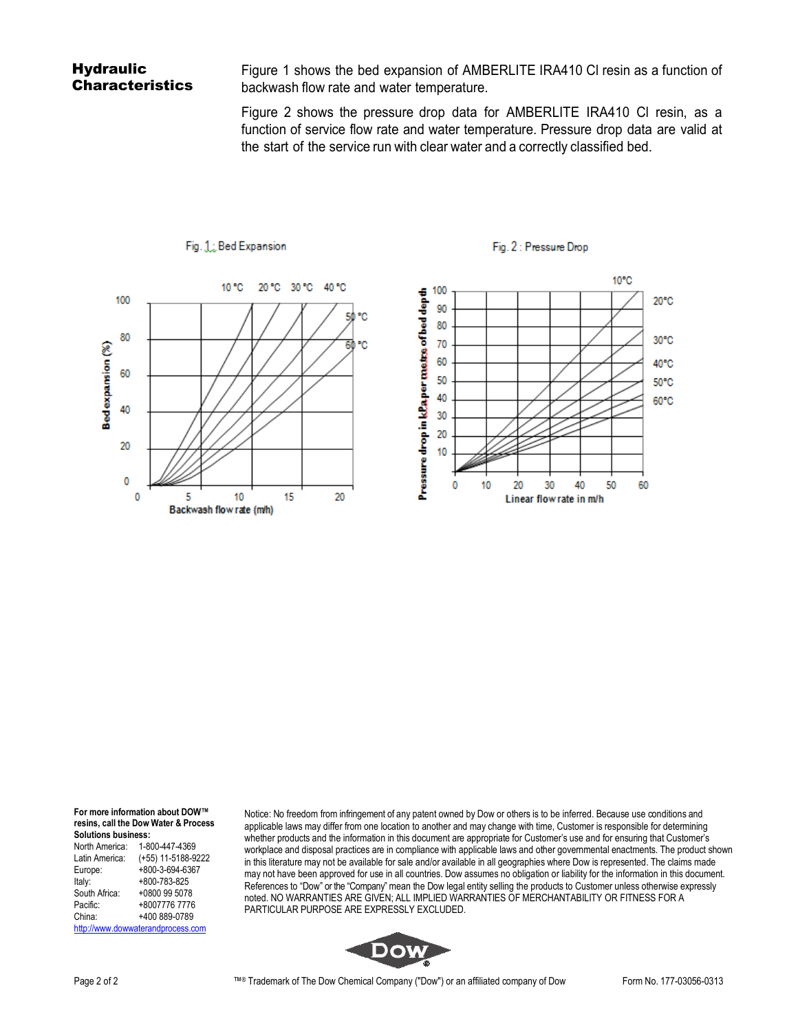## Hydraulic Characteristics

Figure 1 shows the bed expansion of AMBERLITE IRA410 Cl resin as a function of backwash flow rate and water temperature.

Figure 2 shows the pressure drop data for AMBERLITE IRA410 Cl resin, as a function of service flow rate and water temperature. Pressure drop data are valid at the start of the service run with clear water and a correctly classified bed.

Fig. 1 : Bed Expansion

10 °C 20 °C 30 °C 40 °C
50 °C
60 °C
Bed expansion (%)
100
80
60
40
20
0
0 5 10 15 20
Backwash flow rate (m/h)

Fig. 2 : Pressure Drop

10°C
20°C
30°C
40°C
50°C
60°C
Pressure drop in kPa per metre of bed depth
100
90
80
70
60
50
40
30
20
10
0 10 20 30 40 50 60
Linear flow rate in m/h

**For more information about DOW™ resins, call the Dow Water & Process Solutions business:**

North America: 1-800-447-4369
Latin America: (+55) 11-5188-9222
Europe: +800-3-694-6367
Italy: +800-783-825
South Africa: +0800 99 5078
Pacific: +8007776 7776
China: +400 889-0789
http://www.dowwaterandprocess.com

Notice: No freedom from infringement of any patent owned by Dow or others is to be inferred. Because use conditions and applicable laws may differ from one location to another and may change with time, Customer is responsible for determining whether products and the information in this document are appropriate for Customer's use and for ensuring that Customer's workplace and disposal practices are in compliance with applicable laws and other governmental enactments. The product shown in this literature may not be available for sale and/or available in all geographies where Dow is represented. The claims made may not have been approved for use in all countries. Dow assumes no obligation or liability for the information in this document. References to "Dow" or the "Company" mean the Dow legal entity selling the products to Customer unless otherwise expressly noted. NO WARRANTIES ARE GIVEN; ALL IMPLIED WARRANTIES OF MERCHANTABILITY OR FITNESS FOR A PARTICULAR PURPOSE ARE EXPRESSLY EXCLUDED.

™® Trademark of The Dow Chemical Company ("Dow") or an affiliated company of Dow

Form No. 177-03056-0313